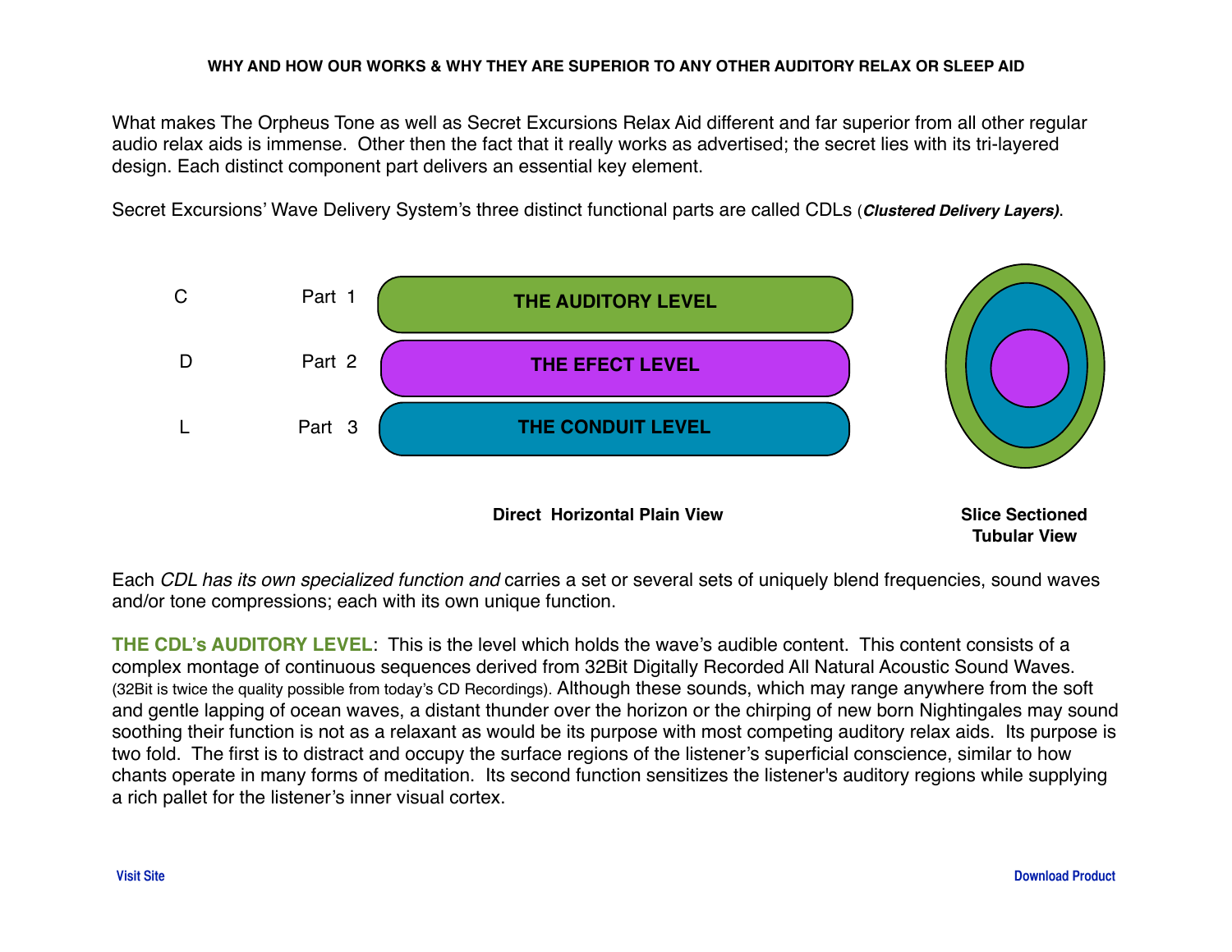**WHY AND HOW OUR WORKS & WHY THEY ARE SUPERIOR TO ANY OTHER AUDITORY RELAX OR SLEEP AID**

What makes The Orpheus Tone as well as Secret Excursions Relax Aid different and far superior from all other regular audio relax aids is immense. Other then the fact that it really works as advertised; the secret lies with its tri-layered design. Each distinct component part delivers an essential key element.

Secret Excursions' Wave Delivery System's three distinct functional parts are called CDLs (***Clustered Delivery Layers)***.

| | | |
|---|---|---|
| C | Part 1 | **THE AUDITORY LEVEL** |
| D | Part 2 | **THE EFECT LEVEL** |
| L | Part 3 | **THE CONDUIT LEVEL** |

**Direct Horizontal Plain View**

**Slice Sectioned Tubular View**

Each *CDL has its own specialized function and* carries a set or several sets of uniquely blend frequencies, sound waves and/or tone compressions; each with its own unique function.

**THE CDL's AUDITORY LEVEL**: This is the level which holds the wave's audible content. This content consists of a complex montage of continuous sequences derived from 32Bit Digitally Recorded All Natural Acoustic Sound Waves. (32Bit is twice the quality possible from today's CD Recordings). Although these sounds, which may range anywhere from the soft and gentle lapping of ocean waves, a distant thunder over the horizon or the chirping of new born Nightingales may sound soothing their function is not as a relaxant as would be its purpose with most competing auditory relax aids. Its purpose is two fold. The first is to distract and occupy the surface regions of the listener's superficial conscience, similar to how chants operate in many forms of meditation. Its second function sensitizes the listener's auditory regions while supplying a rich pallet for the listener's inner visual cortex.

Visit Site

Download Product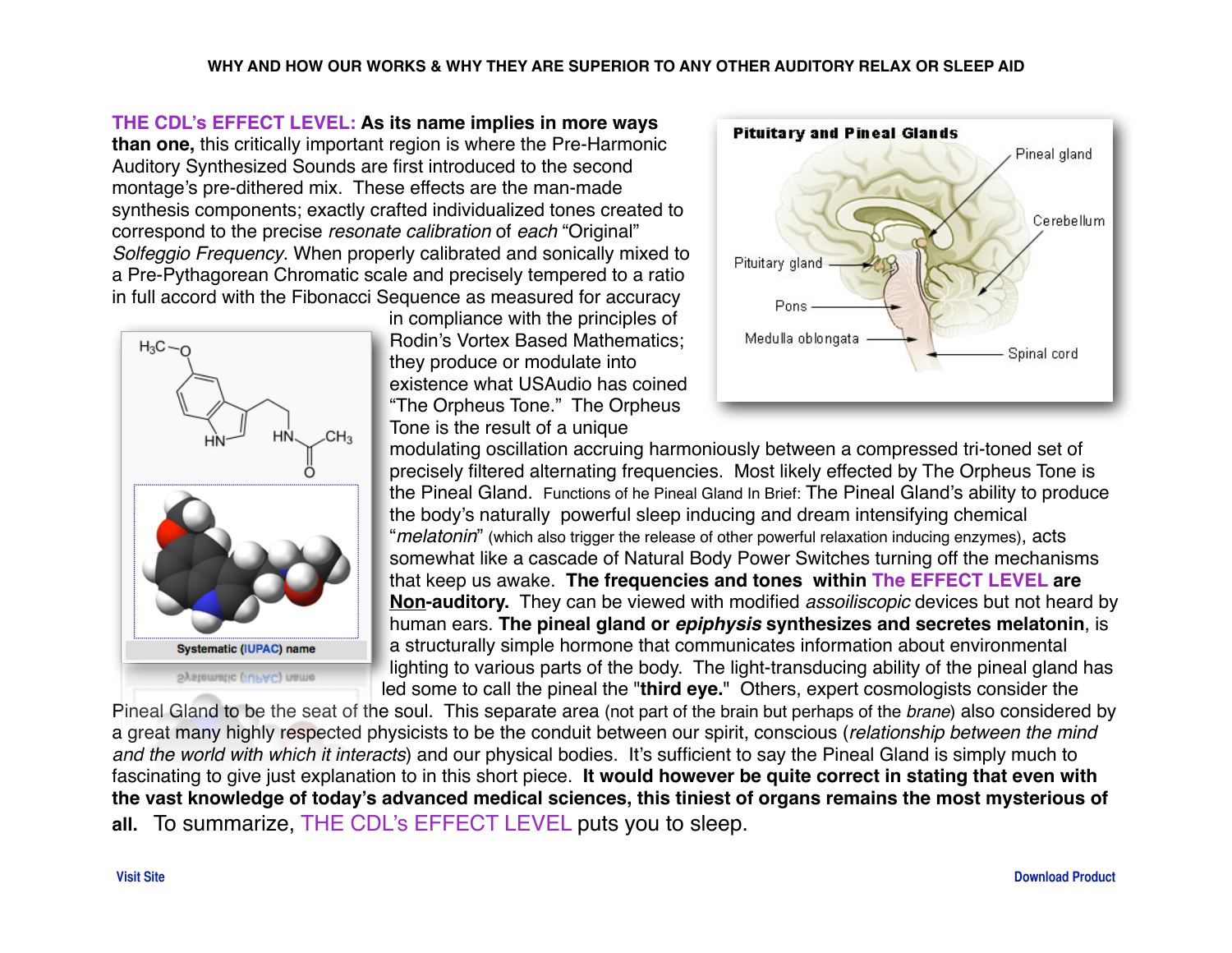**WHY AND HOW OUR WORKS & WHY THEY ARE SUPERIOR TO ANY OTHER AUDITORY RELAX OR SLEEP AID**

**THE CDL's EFFECT LEVEL: As its name implies in more ways than one,** this critically important region is where the Pre-Harmonic Auditory Synthesized Sounds are first introduced to the second montage's pre-dithered mix. These effects are the man-made synthesis components; exactly crafted individualized tones created to correspond to the precise *resonate calibration* of *each* "Original" *Solfeggio Frequency*. When properly calibrated and sonically mixed to a Pre-Pythagorean Chromatic scale and precisely tempered to a ratio in full accord with the Fibonacci Sequence as measured for accuracy in compliance with the principles of Rodin's Vortex Based Mathematics; they produce or modulate into existence what USAudio has coined "The Orpheus Tone." The Orpheus Tone is the result of a unique modulating oscillation accruing harmoniously between a compressed tri-toned set of precisely filtered alternating frequencies. Most likely effected by The Orpheus Tone is the Pineal Gland. Functions of he Pineal Gland In Brief: The Pineal Gland's ability to produce the body's naturally powerful sleep inducing and dream intensifying chemical "*melatonin*" (which also trigger the release of other powerful relaxation inducing enzymes), acts somewhat like a cascade of Natural Body Power Switches turning off the mechanisms that keep us awake. **The frequencies and tones within The EFFECT LEVEL are <u>Non</u>-auditory.** They can be viewed with modified *assoiliscopic* devices but not heard by human ears. **The pineal gland or *epiphysis* synthesizes and secretes melatonin**, is a structurally simple hormone that communicates information about environmental lighting to various parts of the body. The light-transducing ability of the pineal gland has led some to call the pineal the "**third eye.**" Others, expert cosmologists consider the Pineal Gland to be the seat of the soul. This separate area (not part of the brain but perhaps of the *brane*) also considered by a great many highly respected physicists to be the conduit between our spirit, conscious (*relationship between the mind and the world with which it interacts*) and our physical bodies. It's sufficient to say the Pineal Gland is simply much to fascinating to give just explanation to in this short piece. **It would however be quite correct in stating that even with the vast knowledge of today's advanced medical sciences, this tiniest of organs remains the most mysterious of all.** To summarize, THE CDL's EFFECT LEVEL puts you to sleep.

Visit Site

Download Product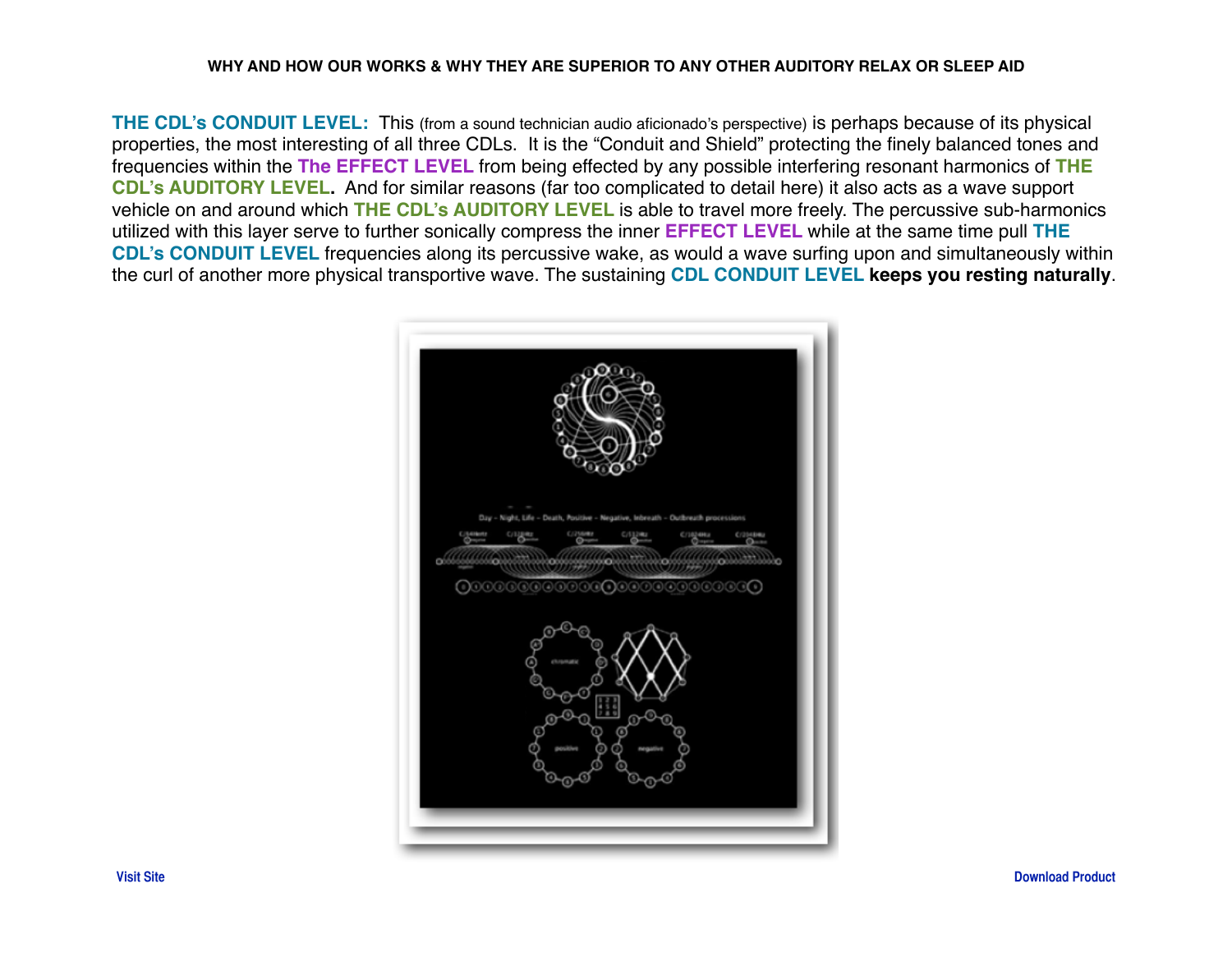**WHY AND HOW OUR WORKS & WHY THEY ARE SUPERIOR TO ANY OTHER AUDITORY RELAX OR SLEEP AID**

**THE CDL's CONDUIT LEVEL:** This (from a sound technician audio aficionado's perspective) is perhaps because of its physical properties, the most interesting of all three CDLs. It is the "Conduit and Shield" protecting the finely balanced tones and frequencies within the **The EFFECT LEVEL** from being effected by any possible interfering resonant harmonics of **THE CDL's AUDITORY LEVEL.** And for similar reasons (far too complicated to detail here) it also acts as a wave support vehicle on and around which **THE CDL's AUDITORY LEVEL** is able to travel more freely. The percussive sub-harmonics utilized with this layer serve to further sonically compress the inner **EFFECT LEVEL** while at the same time pull **THE CDL's CONDUIT LEVEL** frequencies along its percussive wake, as would a wave surfing upon and simultaneously within the curl of another more physical transportive wave. The sustaining **CDL CONDUIT LEVEL keeps you resting naturally**.

Visit Site

Download Product